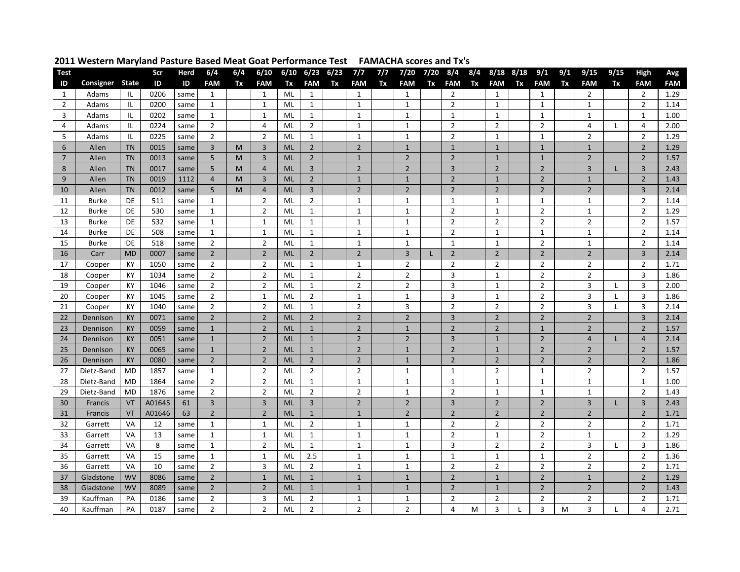## 2011 Western Maryland Pasture Based Meat Goat Performance Test FAMACHA scores and Tx's

| Test ID | Consigner | State | Scr ID | Herd ID | 6/4 FAM | 6/4 Tx | 6/10 FAM | 6/10 Tx | 6/23 FAM | 6/23 Tx | 7/7 FAM | 7/7 Tx | 7/20 FAM | 7/20 Tx | 8/4 FAM | 8/4 Tx | 8/18 FAM | 8/18 Tx | 9/1 FAM | 9/1 Tx | 9/15 FAM | 9/15 Tx | High FAM | Avg FAM |
|---|---|---|---|---|---|---|---|---|---|---|---|---|---|---|---|---|---|---|---|---|---|---|---|---|
| 1 | Adams | IL | 0206 | same | 1 | | 1 | ML | 1 | | 1 | | 1 | | 2 | | 1 | | 1 | | 2 | | 2 | 1.29 |
| 2 | Adams | IL | 0200 | same | 1 | | 1 | ML | 1 | | 1 | | 1 | | 2 | | 1 | | 1 | | 1 | | 2 | 1.14 |
| 3 | Adams | IL | 0202 | same | 1 | | 1 | ML | 1 | | 1 | | 1 | | 1 | | 1 | | 1 | | 1 | | 1 | 1.00 |
| 4 | Adams | IL | 0224 | same | 2 | | 4 | ML | 2 | | 1 | | 1 | | 2 | | 2 | | 2 | | 4 | L | 4 | 2.00 |
| 5 | Adams | IL | 0225 | same | 2 | | 2 | ML | 1 | | 1 | | 1 | | 2 | | 1 | | 1 | | 2 | | 2 | 1.29 |
| 6 | Allen | TN | 0015 | same | 3 | M | 3 | ML | 2 | | 2 | | 1 | | 1 | | 1 | | 1 | | 1 | | 2 | 1.29 |
| 7 | Allen | TN | 0013 | same | 5 | M | 3 | ML | 2 | | 1 | | 2 | | 2 | | 1 | | 1 | | 2 | | 2 | 1.57 |
| 8 | Allen | TN | 0017 | same | 5 | M | 4 | ML | 3 | | 2 | | 2 | | 3 | | 2 | | 2 | | 3 | L | 3 | 2.43 |
| 9 | Allen | TN | 0019 | 1112 | 4 | M | 3 | ML | 2 | | 1 | | 1 | | 2 | | 1 | | 2 | | 1 | | 2 | 1.43 |
| 10 | Allen | TN | 0012 | same | 5 | M | 4 | ML | 3 | | 2 | | 2 | | 2 | | 2 | | 2 | | 2 | | 3 | 2.14 |
| 11 | Burke | DE | 511 | same | 1 | | 2 | ML | 2 | | 1 | | 1 | | 1 | | 1 | | 1 | | 1 | | 2 | 1.14 |
| 12 | Burke | DE | 530 | same | 1 | | 2 | ML | 1 | | 1 | | 1 | | 2 | | 1 | | 2 | | 1 | | 2 | 1.29 |
| 13 | Burke | DE | 532 | same | 1 | | 1 | ML | 1 | | 1 | | 1 | | 2 | | 2 | | 2 | | 2 | | 2 | 1.57 |
| 14 | Burke | DE | 508 | same | 1 | | 1 | ML | 1 | | 1 | | 1 | | 2 | | 1 | | 1 | | 1 | | 2 | 1.14 |
| 15 | Burke | DE | 518 | same | 2 | | 2 | ML | 1 | | 1 | | 1 | | 1 | | 1 | | 2 | | 1 | | 2 | 1.14 |
| 16 | Carr | MD | 0007 | same | 2 | | 2 | ML | 2 | | 2 | | 3 | L | 2 | | 2 | | 2 | | 2 | | 3 | 2.14 |
| 17 | Cooper | KY | 1050 | same | 2 | | 2 | ML | 1 | | 1 | | 2 | | 2 | | 2 | | 2 | | 2 | | 2 | 1.71 |
| 18 | Cooper | KY | 1034 | same | 2 | | 2 | ML | 1 | | 2 | | 2 | | 3 | | 1 | | 2 | | 2 | | 3 | 1.86 |
| 19 | Cooper | KY | 1046 | same | 2 | | 2 | ML | 1 | | 2 | | 2 | | 3 | | 1 | | 2 | | 3 | L | 3 | 2.00 |
| 20 | Cooper | KY | 1045 | same | 2 | | 1 | ML | 2 | | 1 | | 1 | | 3 | | 1 | | 2 | | 3 | L | 3 | 1.86 |
| 21 | Cooper | KY | 1040 | same | 2 | | 2 | ML | 1 | | 2 | | 3 | | 2 | | 2 | | 2 | | 3 | L | 3 | 2.14 |
| 22 | Dennison | KY | 0071 | same | 2 | | 2 | ML | 2 | | 2 | | 2 | | 3 | | 2 | | 2 | | 2 | | 3 | 2.14 |
| 23 | Dennison | KY | 0059 | same | 1 | | 2 | ML | 1 | | 2 | | 1 | | 2 | | 2 | | 1 | | 2 | | 2 | 1.57 |
| 24 | Dennison | KY | 0051 | same | 1 | | 2 | ML | 1 | | 2 | | 2 | | 3 | | 1 | | 2 | | 4 | L | 4 | 2.14 |
| 25 | Dennison | KY | 0065 | same | 1 | | 2 | ML | 1 | | 2 | | 1 | | 2 | | 1 | | 2 | | 2 | | 2 | 1.57 |
| 26 | Dennison | KY | 0080 | same | 2 | | 2 | ML | 2 | | 2 | | 1 | | 2 | | 2 | | 2 | | 2 | | 2 | 1.86 |
| 27 | Dietz-Band | MD | 1857 | same | 1 | | 2 | ML | 2 | | 2 | | 1 | | 1 | | 2 | | 1 | | 2 | | 2 | 1.57 |
| 28 | Dietz-Band | MD | 1864 | same | 2 | | 2 | ML | 1 | | 1 | | 1 | | 1 | | 1 | | 1 | | 1 | | 1 | 1.00 |
| 29 | Dietz-Band | MD | 1876 | same | 2 | | 2 | ML | 2 | | 2 | | 1 | | 2 | | 1 | | 1 | | 1 | | 2 | 1.43 |
| 30 | Francis | VT | A01645 | 61 | 3 | | 3 | ML | 3 | | 2 | | 2 | | 3 | | 2 | | 2 | | 3 | L | 3 | 2.43 |
| 31 | Francis | VT | A01646 | 63 | 2 | | 2 | ML | 1 | | 1 | | 2 | | 2 | | 2 | | 2 | | 2 | | 2 | 1.71 |
| 32 | Garrett | VA | 12 | same | 1 | | 1 | ML | 2 | | 1 | | 1 | | 2 | | 2 | | 2 | | 2 | | 2 | 1.71 |
| 33 | Garrett | VA | 13 | same | 1 | | 1 | ML | 1 | | 1 | | 1 | | 2 | | 1 | | 2 | | 1 | | 2 | 1.29 |
| 34 | Garrett | VA | 8 | same | 1 | | 2 | ML | 1 | | 1 | | 1 | | 3 | | 2 | | 2 | | 3 | L | 3 | 1.86 |
| 35 | Garrett | VA | 15 | same | 1 | | 1 | ML | 2.5 | | 1 | | 1 | | 1 | | 1 | | 1 | | 2 | | 2 | 1.36 |
| 36 | Garrett | VA | 10 | same | 2 | | 3 | ML | 2 | | 1 | | 1 | | 2 | | 2 | | 2 | | 2 | | 2 | 1.71 |
| 37 | Gladstone | WV | 8086 | same | 2 | | 1 | ML | 1 | | 1 | | 1 | | 2 | | 1 | | 2 | | 1 | | 2 | 1.29 |
| 38 | Gladstone | WV | 8089 | same | 2 | | 2 | ML | 1 | | 1 | | 1 | | 2 | | 1 | | 2 | | 2 | | 2 | 1.43 |
| 39 | Kauffman | PA | 0186 | same | 2 | | 3 | ML | 2 | | 1 | | 1 | | 2 | | 2 | | 2 | | 2 | | 2 | 1.71 |
| 40 | Kauffman | PA | 0187 | same | 2 | | 2 | ML | 2 | | 2 | | 2 | | 4 | M | 3 | L | 3 | M | 3 | L | 4 | 2.71 |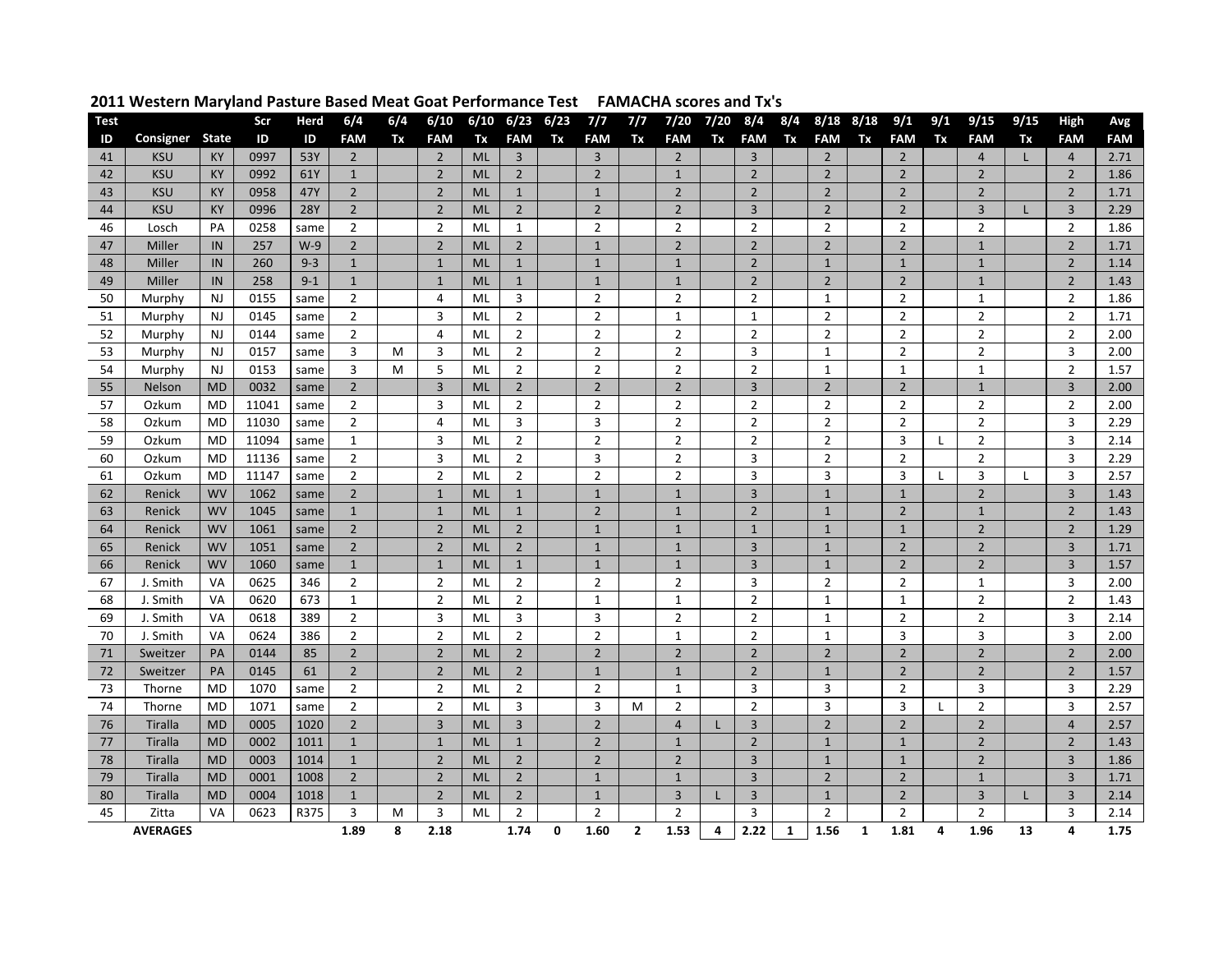## 2011 Western Maryland Pasture Based Meat Goat Performance Test FAMACHA scores and Tx's

| Test ID | Consigner | State | Scr ID | Herd ID | 6/4 FAM | 6/4 Tx | 6/10 FAM | 6/10 Tx | 6/23 FAM | 6/23 Tx | 7/7 FAM | 7/7 Tx | 7/20 FAM | 7/20 Tx | 8/4 FAM | 8/4 Tx | 8/18 FAM | 8/18 Tx | 9/1 FAM | 9/1 Tx | 9/15 FAM | 9/15 Tx | High FAM | Avg FAM |
|---|---|---|---|---|---|---|---|---|---|---|---|---|---|---|---|---|---|---|---|---|---|---|---|---|
| 41 | KSU | KY | 0997 | 53Y | 2 | | 2 | ML | 3 | | 3 | | 2 | | 3 | | 2 | | 2 | | 4 | L | 4 | 2.71 |
| 42 | KSU | KY | 0992 | 61Y | 1 | | 2 | ML | 2 | | 2 | | 1 | | 2 | | 2 | | 2 | | 2 | | 2 | 1.86 |
| 43 | KSU | KY | 0958 | 47Y | 2 | | 2 | ML | 1 | | 1 | | 2 | | 2 | | 2 | | 2 | | 2 | | 2 | 1.71 |
| 44 | KSU | KY | 0996 | 28Y | 2 | | 2 | ML | 2 | | 2 | | 2 | | 3 | | 2 | | 2 | | 3 | L | 3 | 2.29 |
| 46 | Losch | PA | 0258 | same | 2 | | 2 | ML | 1 | | 2 | | 2 | | 2 | | 2 | | 2 | | 2 | | 2 | 1.86 |
| 47 | Miller | IN | 257 | W-9 | 2 | | 2 | ML | 2 | | 1 | | 2 | | 2 | | 2 | | 2 | | 1 | | 2 | 1.71 |
| 48 | Miller | IN | 260 | 9-3 | 1 | | 1 | ML | 1 | | 1 | | 1 | | 2 | | 1 | | 1 | | 1 | | 2 | 1.14 |
| 49 | Miller | IN | 258 | 9-1 | 1 | | 1 | ML | 1 | | 1 | | 1 | | 2 | | 2 | | 2 | | 1 | | 2 | 1.43 |
| 50 | Murphy | NJ | 0155 | same | 2 | | 4 | ML | 3 | | 2 | | 2 | | 2 | | 1 | | 2 | | 1 | | 2 | 1.86 |
| 51 | Murphy | NJ | 0145 | same | 2 | | 3 | ML | 2 | | 2 | | 1 | | 1 | | 2 | | 2 | | 2 | | 2 | 1.71 |
| 52 | Murphy | NJ | 0144 | same | 2 | | 4 | ML | 2 | | 2 | | 2 | | 2 | | 2 | | 2 | | 2 | | 2 | 2.00 |
| 53 | Murphy | NJ | 0157 | same | 3 | M | 3 | ML | 2 | | 2 | | 2 | | 3 | | 1 | | 2 | | 2 | | 3 | 2.00 |
| 54 | Murphy | NJ | 0153 | same | 3 | M | 5 | ML | 2 | | 2 | | 2 | | 2 | | 1 | | 1 | | 1 | | 2 | 1.57 |
| 55 | Nelson | MD | 0032 | same | 2 | | 3 | ML | 2 | | 2 | | 2 | | 3 | | 2 | | 2 | | 1 | | 3 | 2.00 |
| 57 | Ozkum | MD | 11041 | same | 2 | | 3 | ML | 2 | | 2 | | 2 | | 2 | | 2 | | 2 | | 2 | | 2 | 2.00 |
| 58 | Ozkum | MD | 11030 | same | 2 | | 4 | ML | 3 | | 3 | | 2 | | 2 | | 2 | | 2 | | 2 | | 3 | 2.29 |
| 59 | Ozkum | MD | 11094 | same | 1 | | 3 | ML | 2 | | 2 | | 2 | | 2 | | 2 | | 3 | L | 2 | | 3 | 2.14 |
| 60 | Ozkum | MD | 11136 | same | 2 | | 3 | ML | 2 | | 3 | | 2 | | 3 | | 2 | | 2 | | 2 | | 3 | 2.29 |
| 61 | Ozkum | MD | 11147 | same | 2 | | 2 | ML | 2 | | 2 | | 2 | | 3 | | 3 | | 3 | L | 3 | L | 3 | 2.57 |
| 62 | Renick | WV | 1062 | same | 2 | | 1 | ML | 1 | | 1 | | 1 | | 3 | | 1 | | 1 | | 2 | | 3 | 1.43 |
| 63 | Renick | WV | 1045 | same | 1 | | 1 | ML | 1 | | 2 | | 1 | | 2 | | 1 | | 2 | | 1 | | 2 | 1.43 |
| 64 | Renick | WV | 1061 | same | 2 | | 2 | ML | 2 | | 1 | | 1 | | 1 | | 1 | | 1 | | 2 | | 2 | 1.29 |
| 65 | Renick | WV | 1051 | same | 2 | | 2 | ML | 2 | | 1 | | 1 | | 3 | | 1 | | 2 | | 2 | | 3 | 1.71 |
| 66 | Renick | WV | 1060 | same | 1 | | 1 | ML | 1 | | 1 | | 1 | | 3 | | 1 | | 2 | | 2 | | 3 | 1.57 |
| 67 | J. Smith | VA | 0625 | 346 | 2 | | 2 | ML | 2 | | 2 | | 2 | | 3 | | 2 | | 2 | | 1 | | 3 | 2.00 |
| 68 | J. Smith | VA | 0620 | 673 | 1 | | 2 | ML | 2 | | 1 | | 1 | | 2 | | 1 | | 1 | | 2 | | 2 | 1.43 |
| 69 | J. Smith | VA | 0618 | 389 | 2 | | 3 | ML | 3 | | 3 | | 2 | | 2 | | 1 | | 2 | | 2 | | 3 | 2.14 |
| 70 | J. Smith | VA | 0624 | 386 | 2 | | 2 | ML | 2 | | 2 | | 1 | | 2 | | 1 | | 3 | | 3 | | 3 | 2.00 |
| 71 | Sweitzer | PA | 0144 | 85 | 2 | | 2 | ML | 2 | | 2 | | 2 | | 2 | | 2 | | 2 | | 2 | | 2 | 2.00 |
| 72 | Sweitzer | PA | 0145 | 61 | 2 | | 2 | ML | 2 | | 1 | | 1 | | 2 | | 1 | | 2 | | 2 | | 2 | 1.57 |
| 73 | Thorne | MD | 1070 | same | 2 | | 2 | ML | 2 | | 2 | | 1 | | 3 | | 3 | | 2 | | 3 | | 3 | 2.29 |
| 74 | Thorne | MD | 1071 | same | 2 | | 2 | ML | 3 | | 3 | M | 2 | | 2 | | 3 | | 3 | L | 2 | | 3 | 2.57 |
| 76 | Tiralla | MD | 0005 | 1020 | 2 | | 3 | ML | 3 | | 2 | | 4 | L | 3 | | 2 | | 2 | | 2 | | 4 | 2.57 |
| 77 | Tiralla | MD | 0002 | 1011 | 1 | | 1 | ML | 1 | | 2 | | 1 | | 2 | | 1 | | 1 | | 2 | | 2 | 1.43 |
| 78 | Tiralla | MD | 0003 | 1014 | 1 | | 2 | ML | 2 | | 2 | | 2 | | 3 | | 1 | | 1 | | 2 | | 3 | 1.86 |
| 79 | Tiralla | MD | 0001 | 1008 | 2 | | 2 | ML | 2 | | 1 | | 1 | | 3 | | 2 | | 2 | | 1 | | 3 | 1.71 |
| 80 | Tiralla | MD | 0004 | 1018 | 1 | | 2 | ML | 2 | | 1 | | 3 | L | 3 | | 1 | | 2 | | 3 | L | 3 | 2.14 |
| 45 | Zitta | VA | 0623 | R375 | 3 | M | 3 | ML | 2 | | 2 | | 2 | | 3 | | 2 | | 2 | | 2 | | 3 | 2.14 |
| | **AVERAGES** | | | | **1.89** | **8** | **2.18** | | **1.74** | **0** | **1.60** | **2** | **1.53** | **4** | **2.22** | **1** | **1.56** | **1** | **1.81** | **4** | **1.96** | **13** | **4** | **1.75** |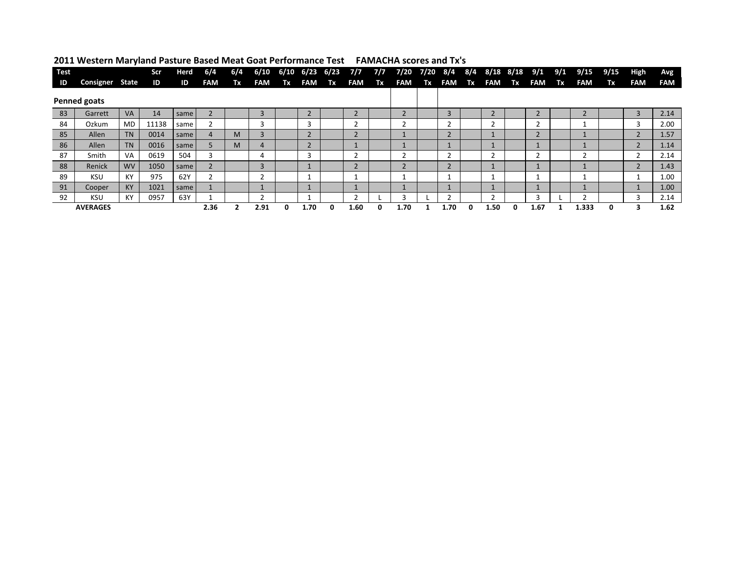## 2011 Western Maryland Pasture Based Meat Goat Performance Test FAMACHA scores and Tx's

| Test ID | Consigner | State | Scr ID | Herd ID | 6/4 FAM | 6/4 Tx | 6/10 FAM | 6/10 Tx | 6/23 FAM | 6/23 Tx | 7/7 FAM | 7/7 Tx | 7/20 FAM | 7/20 Tx | 8/4 FAM | 8/4 Tx | 8/18 FAM | 8/18 Tx | 9/1 FAM | 9/1 Tx | 9/15 FAM | 9/15 Tx | High FAM | Avg FAM |
|---|---|---|---|---|---|---|---|---|---|---|---|---|---|---|---|---|---|---|---|---|---|---|---|---|
| **Penned goats** | | | | | | | | | | | | | | | | | | | | | | | | |
| 83 | Garrett | VA | 14 | same | 2 | | 3 | | 2 | | 2 | | 2 | | 3 | | 2 | | 2 | | 2 | | 3 | 2.14 |
| 84 | Ozkum | MD | 11138 | same | 2 | | 3 | | 3 | | 2 | | 2 | | 2 | | 2 | | 2 | | 1 | | 3 | 2.00 |
| 85 | Allen | TN | 0014 | same | 4 | M | 3 | | 2 | | 2 | | 1 | | 2 | | 1 | | 2 | | 1 | | 2 | 1.57 |
| 86 | Allen | TN | 0016 | same | 5 | M | 4 | | 2 | | 1 | | 1 | | 1 | | 1 | | 1 | | 1 | | 2 | 1.14 |
| 87 | Smith | VA | 0619 | 504 | 3 | | 4 | | 3 | | 2 | | 2 | | 2 | | 2 | | 2 | | 2 | | 2 | 2.14 |
| 88 | Renick | WV | 1050 | same | 2 | | 3 | | 1 | | 2 | | 2 | | 2 | | 1 | | 1 | | 1 | | 2 | 1.43 |
| 89 | KSU | KY | 975 | 62Y | 2 | | 2 | | 1 | | 1 | | 1 | | 1 | | 1 | | 1 | | 1 | | 1 | 1.00 |
| 91 | Cooper | KY | 1021 | same | 1 | | 1 | | 1 | | 1 | | 1 | | 1 | | 1 | | 1 | | 1 | | 1 | 1.00 |
| 92 | KSU | KY | 0957 | 63Y | 1 | | 2 | | 1 | | 2 | L | 3 | L | 2 | | 2 | | 3 | L | 2 | | 3 | 2.14 |
| | **AVERAGES** | | | | **2.36** | **2** | **2.91** | **0** | **1.70** | **0** | **1.60** | **0** | **1.70** | **1** | **1.70** | **0** | **1.50** | **0** | **1.67** | **1** | **1.333** | **0** | **3** | **1.62** |